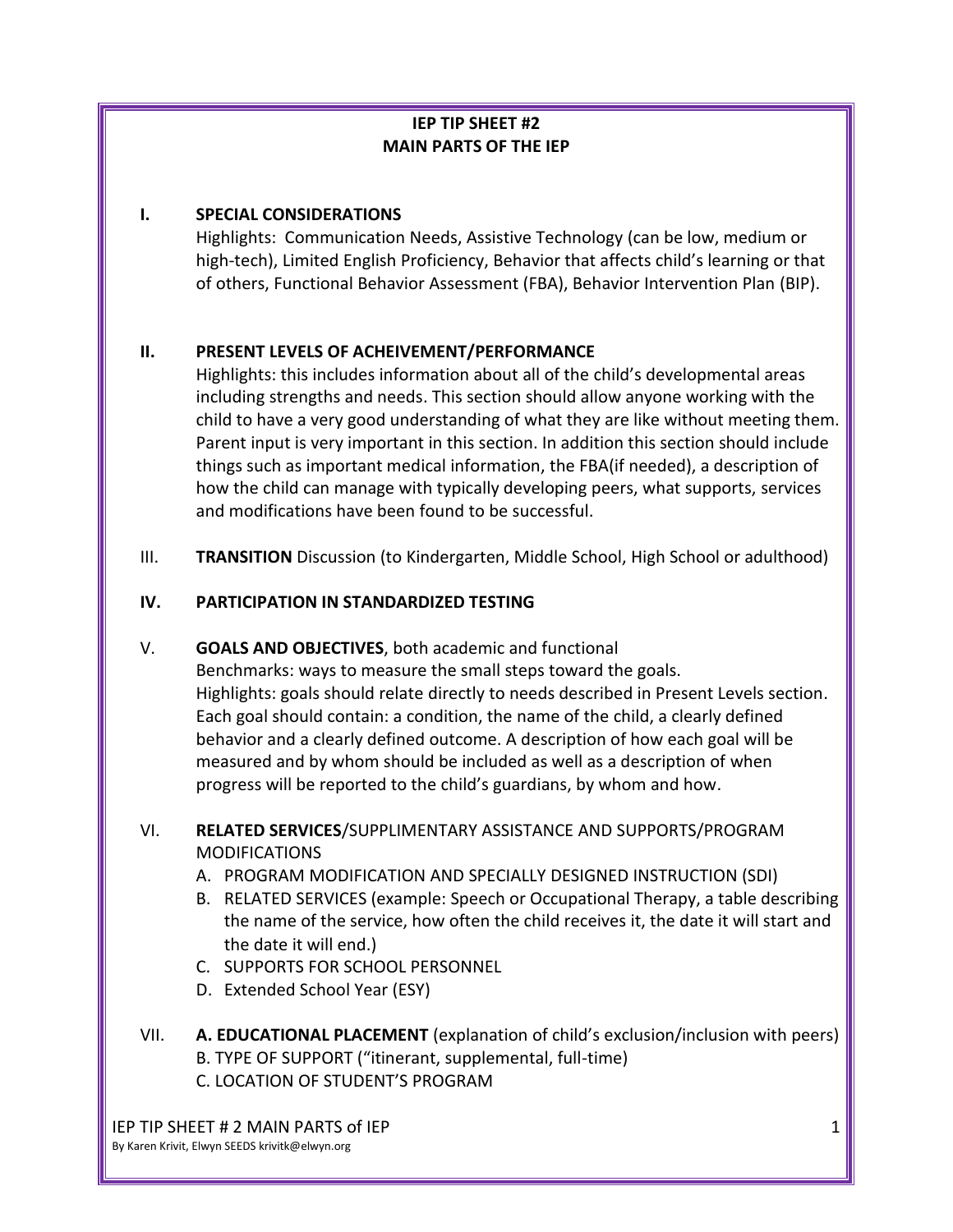# IEP TIP SHEET #2
# MAIN PARTS OF THE IEP

**I. SPECIAL CONSIDERATIONS**

Highlights: Communication Needs, Assistive Technology (can be low, medium or high-tech), Limited English Proficiency, Behavior that affects child's learning or that of others, Functional Behavior Assessment (FBA), Behavior Intervention Plan (BIP).

**II. PRESENT LEVELS OF ACHEIVEMENT/PERFORMANCE**

Highlights: this includes information about all of the child's developmental areas including strengths and needs. This section should allow anyone working with the child to have a very good understanding of what they are like without meeting them. Parent input is very important in this section. In addition this section should include things such as important medical information, the FBA(if needed), a description of how the child can manage with typically developing peers, what supports, services and modifications have been found to be successful.

III. **TRANSITION** Discussion (to Kindergarten, Middle School, High School or adulthood)

**IV. PARTICIPATION IN STANDARDIZED TESTING**

V. **GOALS AND OBJECTIVES**, both academic and functional

Benchmarks: ways to measure the small steps toward the goals.
Highlights: goals should relate directly to needs described in Present Levels section. Each goal should contain: a condition, the name of the child, a clearly defined behavior and a clearly defined outcome. A description of how each goal will be measured and by whom should be included as well as a description of when progress will be reported to the child's guardians, by whom and how.

VI. **RELATED SERVICES**/SUPPLIMENTARY ASSISTANCE AND SUPPORTS/PROGRAM MODIFICATIONS

A. PROGRAM MODIFICATION AND SPECIALLY DESIGNED INSTRUCTION (SDI)
B. RELATED SERVICES (example: Speech or Occupational Therapy, a table describing the name of the service, how often the child receives it, the date it will start and the date it will end.)
C. SUPPORTS FOR SCHOOL PERSONNEL
D. Extended School Year (ESY)

VII. **A. EDUCATIONAL PLACEMENT** (explanation of child's exclusion/inclusion with peers)
B. TYPE OF SUPPORT ("itinerant, supplemental, full-time)
C. LOCATION OF STUDENT'S PROGRAM

IEP TIP SHEET # 2 MAIN PARTS of IEP
By Karen Krivit, Elwyn SEEDS krivitk@elwyn.org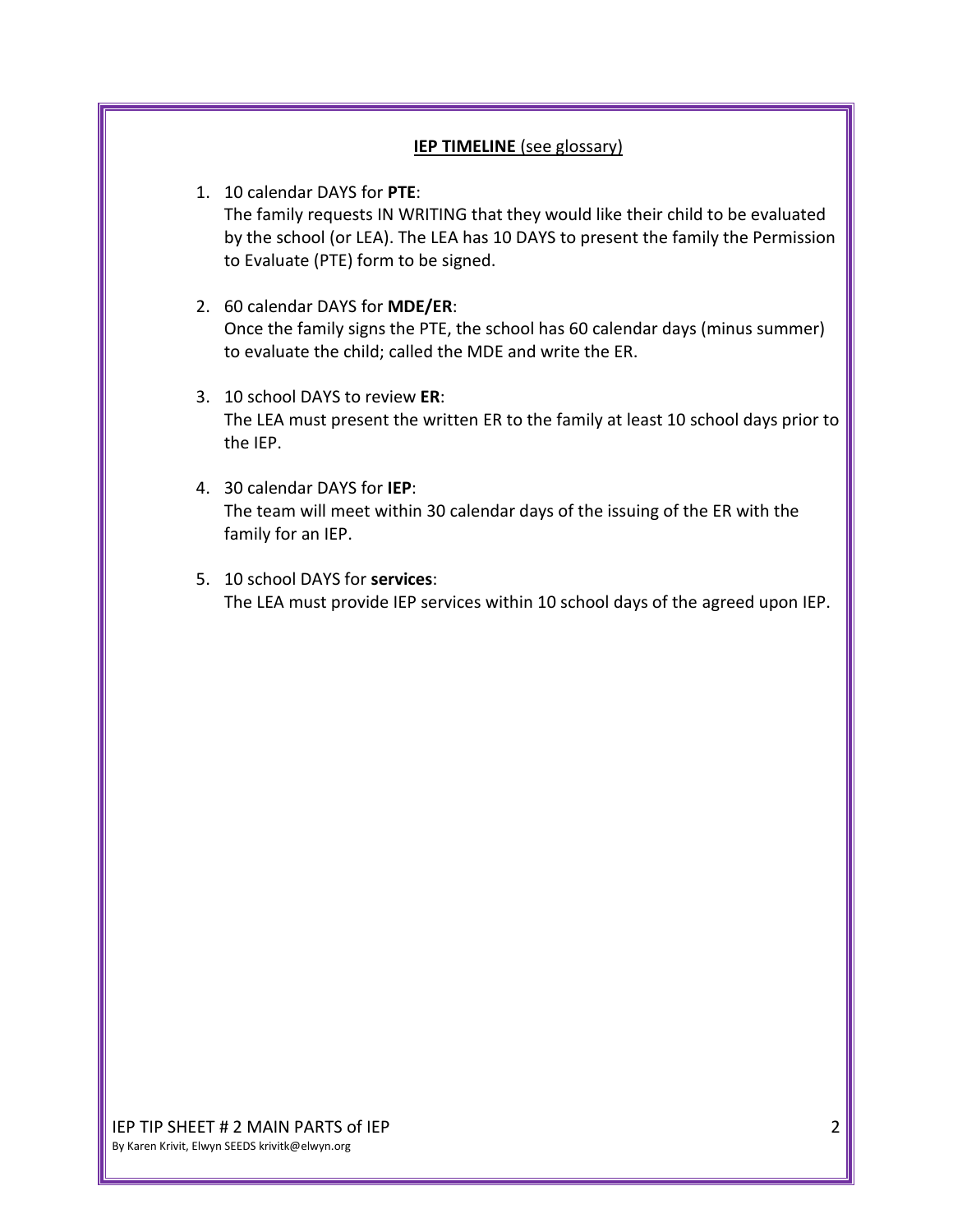## **IEP TIMELINE** (see glossary)

1. 10 calendar DAYS for **PTE**:
   The family requests IN WRITING that they would like their child to be evaluated by the school (or LEA). The LEA has 10 DAYS to present the family the Permission to Evaluate (PTE) form to be signed.

2. 60 calendar DAYS for **MDE/ER**:
   Once the family signs the PTE, the school has 60 calendar days (minus summer) to evaluate the child; called the MDE and write the ER.

3. 10 school DAYS to review **ER**:
   The LEA must present the written ER to the family at least 10 school days prior to the IEP.

4. 30 calendar DAYS for **IEP**:
   The team will meet within 30 calendar days of the issuing of the ER with the family for an IEP.

5. 10 school DAYS for **services**:
   The LEA must provide IEP services within 10 school days of the agreed upon IEP.